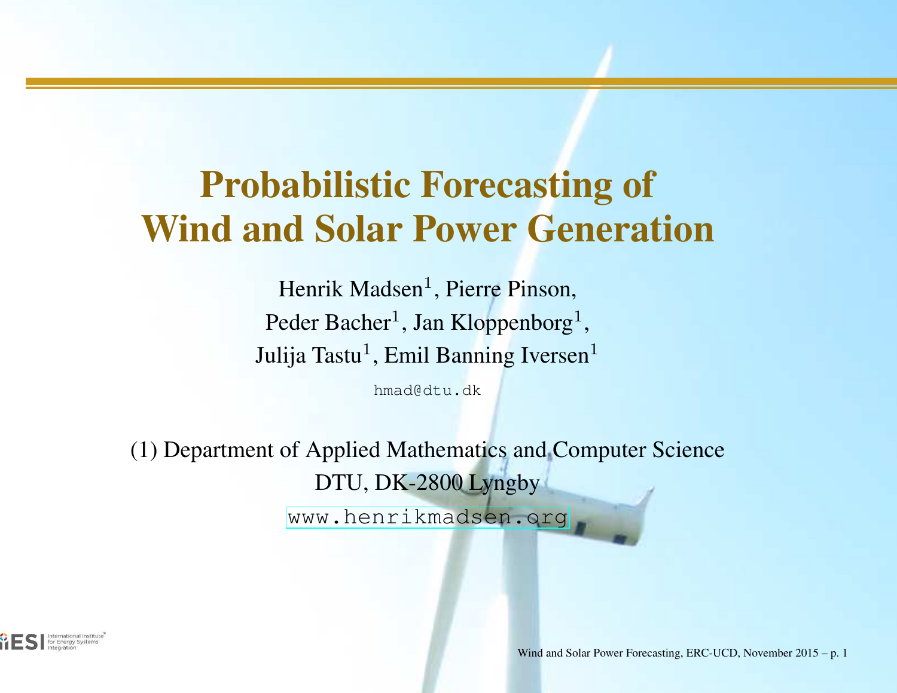# Probabilistic Forecasting of Wind and Solar Power Generation

Henrik Madsen[1], Pierre Pinson,
Peder Bacher[1], Jan Kloppenborg[1],
Julija Tastu[1], Emil Banning Iversen[1]

hmad@dtu.dk

(1) Department of Applied Mathematics and Computer Science
DTU, DK-2800 Lyngby

www.henrikmadsen.org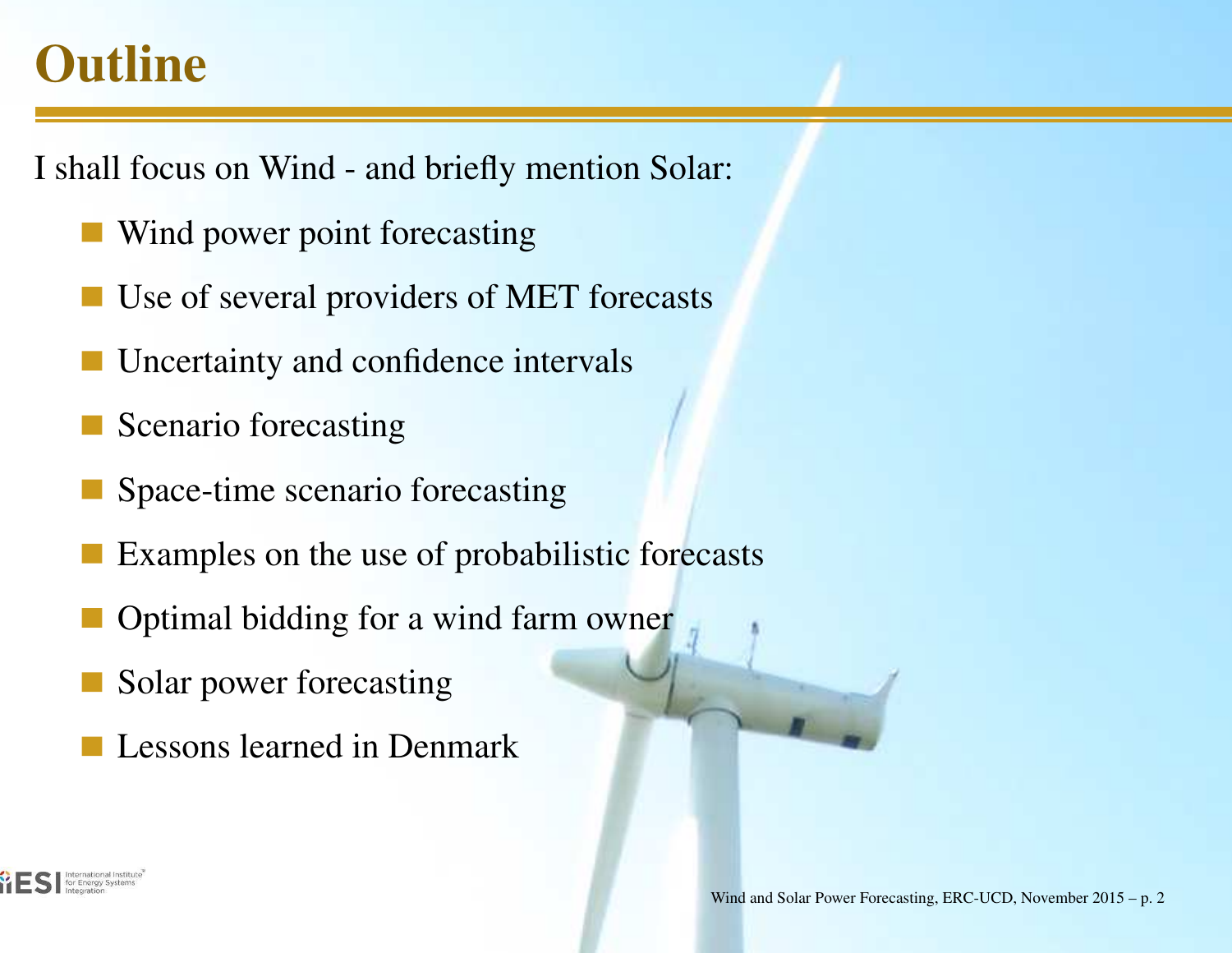# Outline

I shall focus on Wind - and briefly mention Solar:

- Wind power point forecasting
- Use of several providers of MET forecasts
- Uncertainty and confidence intervals
- Scenario forecasting
- Space-time scenario forecasting
- Examples on the use of probabilistic forecasts
- Optimal bidding for a wind farm owner
- Solar power forecasting
- Lessons learned in Denmark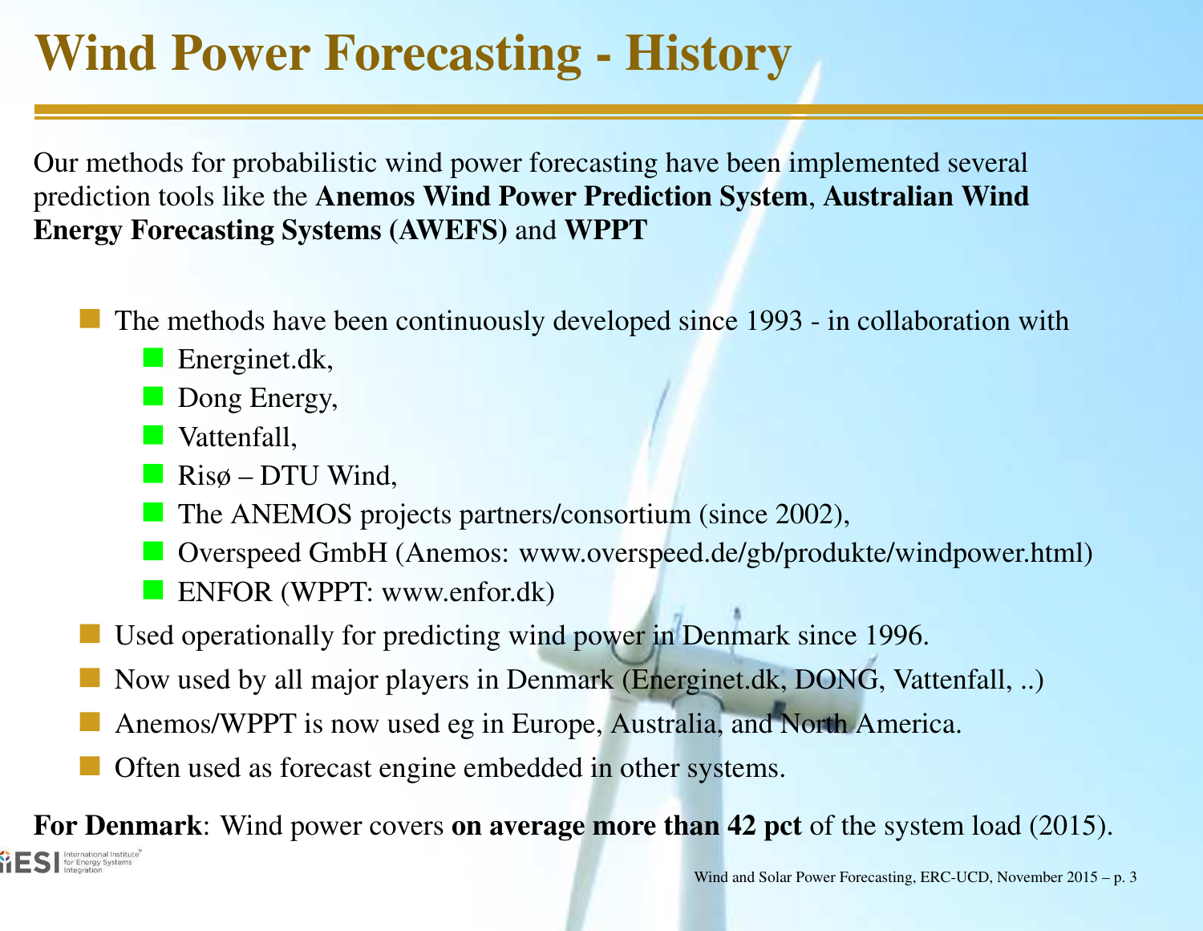# Wind Power Forecasting - History

Our methods for probabilistic wind power forecasting have been implemented several prediction tools like the **Anemos Wind Power Prediction System**, **Australian Wind Energy Forecasting Systems (AWEFS)** and **WPPT**

- The methods have been continuously developed since 1993 - in collaboration with
  - Energinet.dk,
  - Dong Energy,
  - Vattenfall,
  - Risø – DTU Wind,
  - The ANEMOS projects partners/consortium (since 2002),
  - Overspeed GmbH (Anemos: www.overspeed.de/gb/produkte/windpower.html)
  - ENFOR (WPPT: www.enfor.dk)
- Used operationally for predicting wind power in Denmark since 1996.
- Now used by all major players in Denmark (Energinet.dk, DONG, Vattenfall, ..)
- Anemos/WPPT is now used eg in Europe, Australia, and North America.
- Often used as forecast engine embedded in other systems.

**For Denmark**: Wind power covers **on average more than 42 pct** of the system load (2015).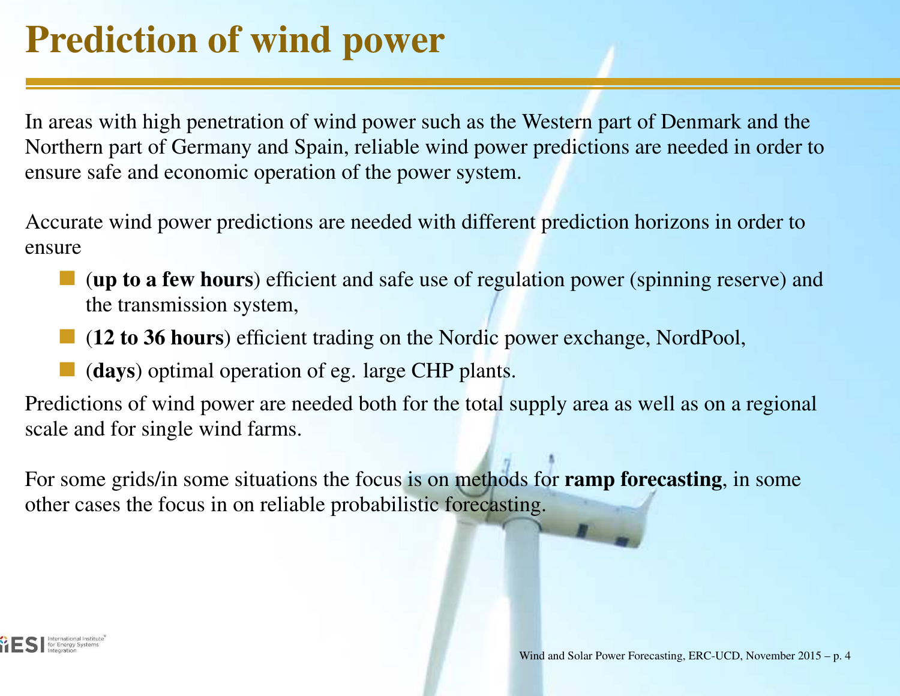# Prediction of wind power

In areas with high penetration of wind power such as the Western part of Denmark and the Northern part of Germany and Spain, reliable wind power predictions are needed in order to ensure safe and economic operation of the power system.

Accurate wind power predictions are needed with different prediction horizons in order to ensure

- (**up to a few hours**) efficient and safe use of regulation power (spinning reserve) and the transmission system,
- (**12 to 36 hours**) efficient trading on the Nordic power exchange, NordPool,
- (**days**) optimal operation of eg. large CHP plants.

Predictions of wind power are needed both for the total supply area as well as on a regional scale and for single wind farms.

For some grids/in some situations the focus is on methods for **ramp forecasting**, in some other cases the focus in on reliable probabilistic forecasting.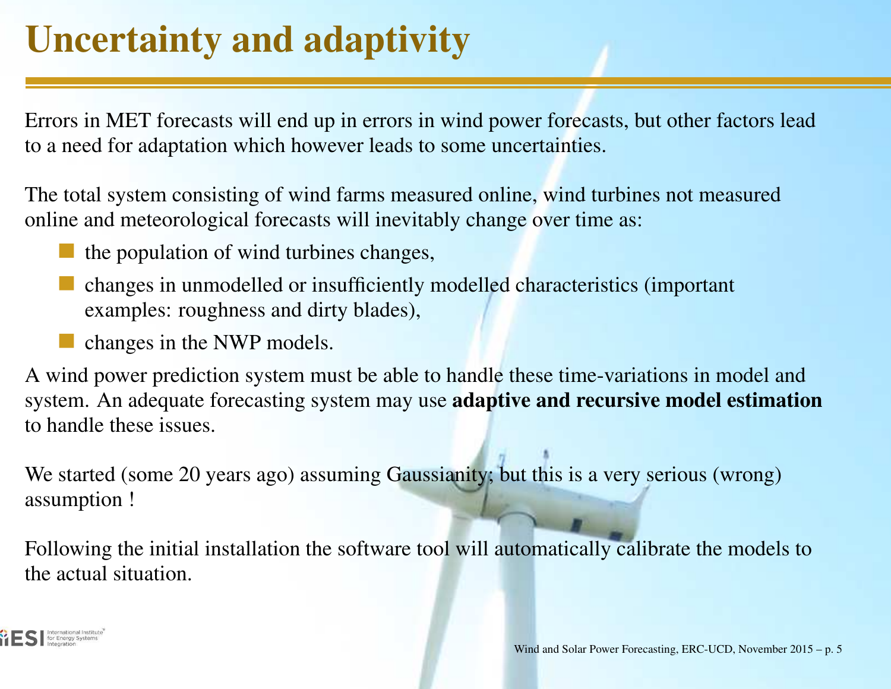# Uncertainty and adaptivity

Errors in MET forecasts will end up in errors in wind power forecasts, but other factors lead to a need for adaptation which however leads to some uncertainties.

The total system consisting of wind farms measured online, wind turbines not measured online and meteorological forecasts will inevitably change over time as:

- the population of wind turbines changes,
- changes in unmodelled or insufficiently modelled characteristics (important examples: roughness and dirty blades),
- changes in the NWP models.

A wind power prediction system must be able to handle these time-variations in model and system. An adequate forecasting system may use **adaptive and recursive model estimation** to handle these issues.

We started (some 20 years ago) assuming Gaussianity; but this is a very serious (wrong) assumption !

Following the initial installation the software tool will automatically calibrate the models to the actual situation.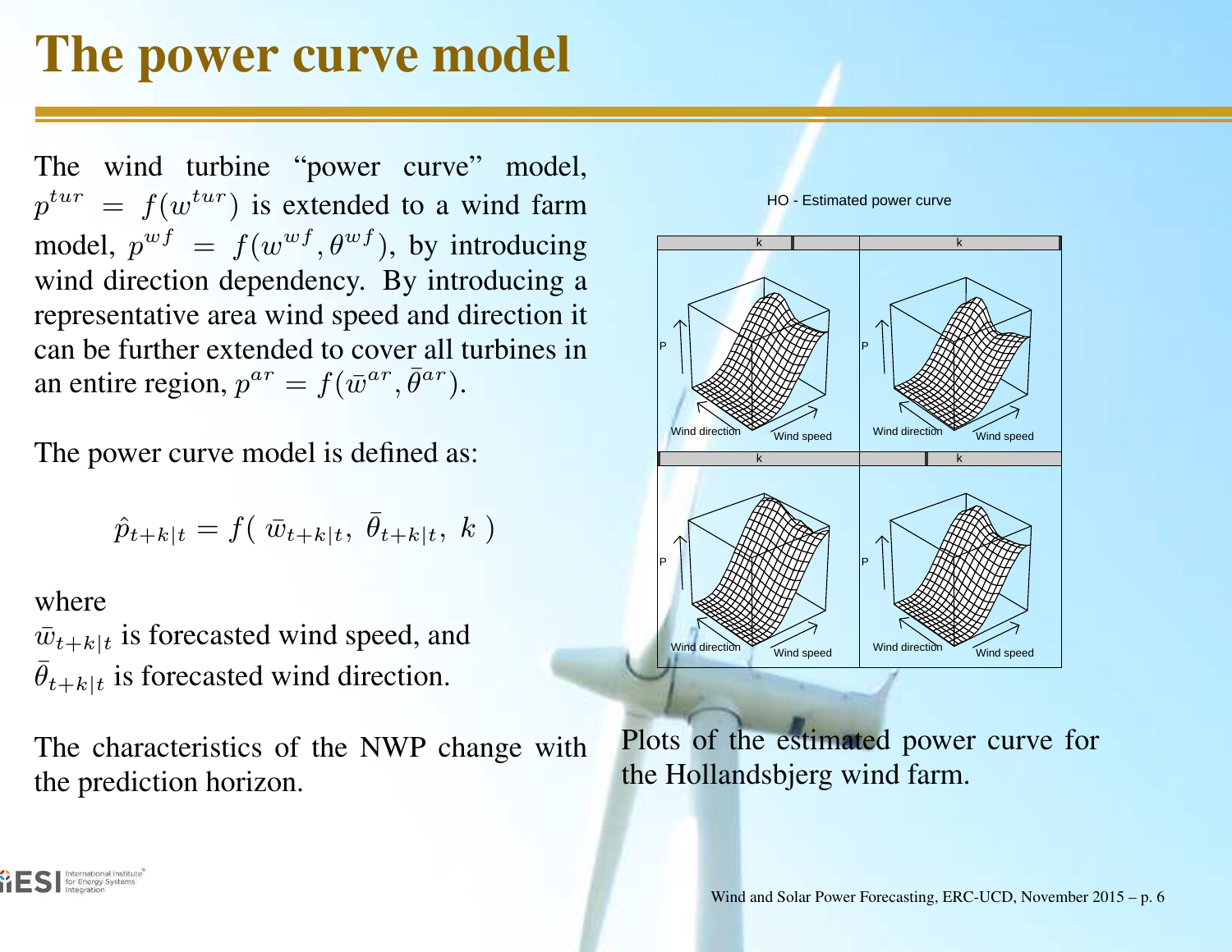# The power curve model

The wind turbine "power curve" model, $p^{tur} = f(w^{tur})$ is extended to a wind farm model, $p^{wf} = f(w^{wf}, \theta^{wf})$, by introducing wind direction dependency. By introducing a representative area wind speed and direction it can be further extended to cover all turbines in an entire region, $p^{ar} = f(\bar{w}^{ar}, \bar{\theta}^{ar})$.

The power curve model is defined as:

$$\hat{p}_{t+k|t} = f(\ \bar{w}_{t+k|t},\ \bar{\theta}_{t+k|t},\ k\ )$$

where
$\bar{w}_{t+k|t}$ is forecasted wind speed, and
$\bar{\theta}_{t+k|t}$ is forecasted wind direction.

The characteristics of the NWP change with the prediction horizon.

Plots of the estimated power curve for the Hollandsbjerg wind farm.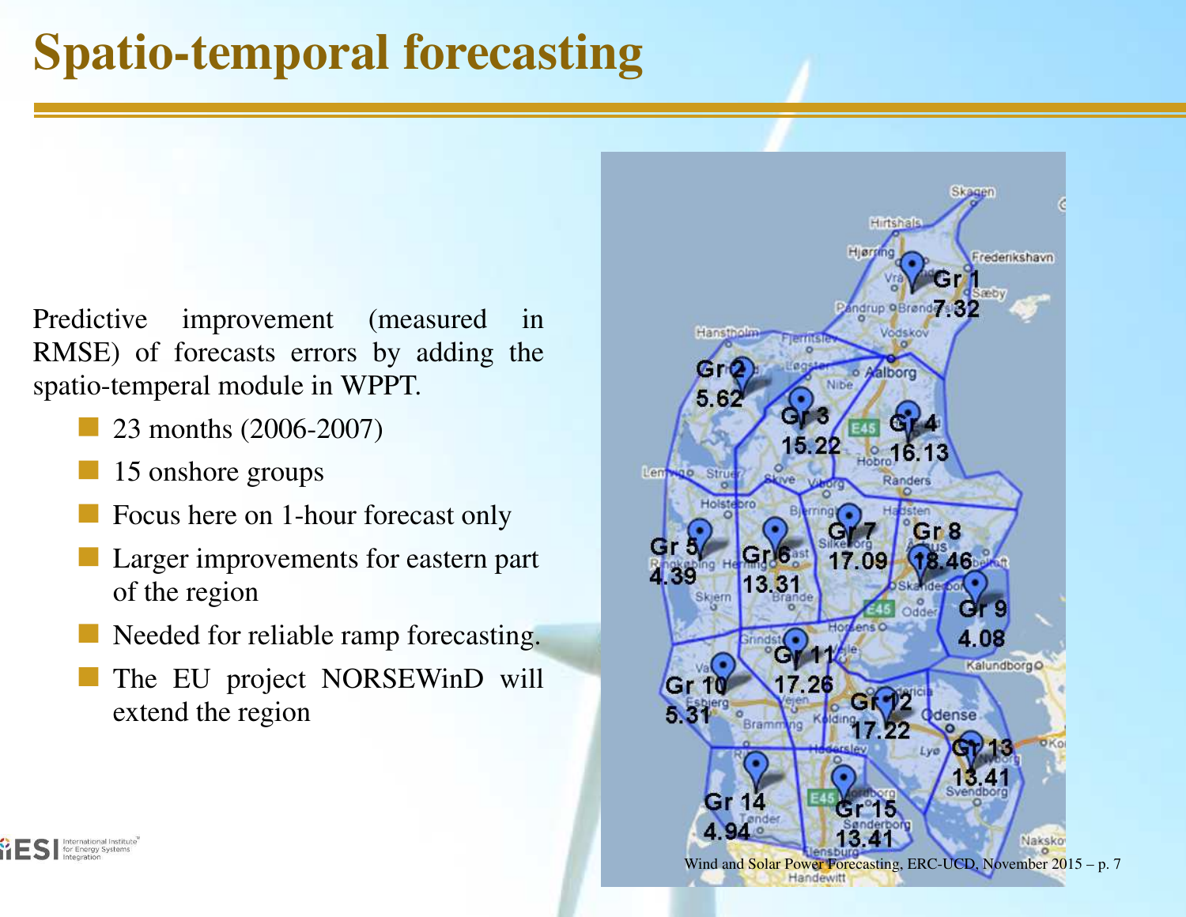# Spatio-temporal forecasting

Predictive improvement (measured in RMSE) of forecasts errors by adding the spatio-temperal module in WPPT.

- 23 months (2006-2007)
- 15 onshore groups
- Focus here on 1-hour forecast only
- Larger improvements for eastern part of the region
- Needed for reliable ramp forecasting.
- The EU project NORSEWinD will extend the region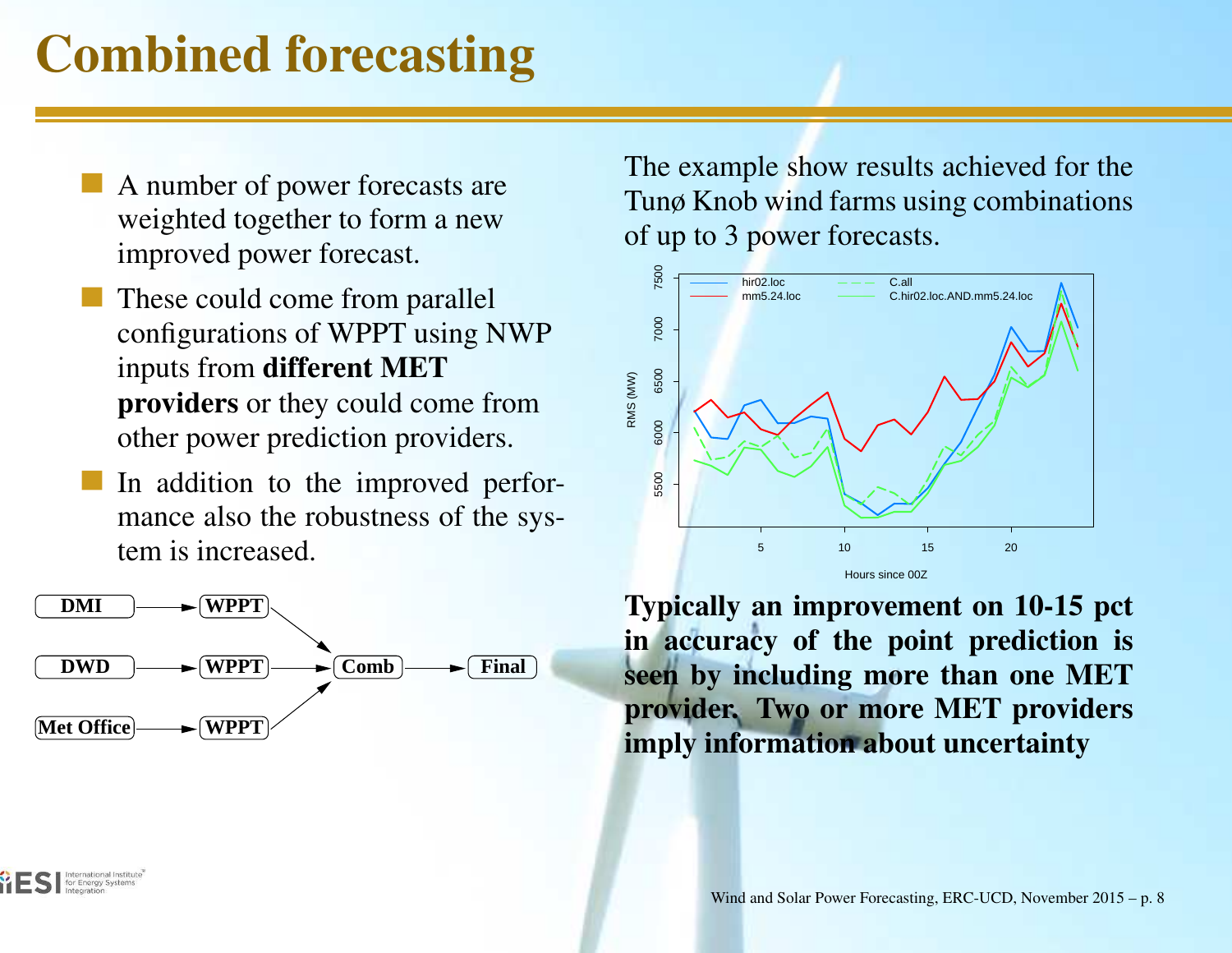# Combined forecasting

- A number of power forecasts are weighted together to form a new improved power forecast.
- These could come from parallel configurations of WPPT using NWP inputs from **different MET providers** or they could come from other power prediction providers.
- In addition to the improved performance also the robustness of the system is increased.

DMI → WPPT → Comb → Final
DWD → WPPT → Comb
Met Office → WPPT → Comb

The example show results achieved for the Tunø Knob wind farms using combinations of up to 3 power forecasts.

**Typically an improvement on 10-15 pct in accuracy of the point prediction is seen by including more than one MET provider. Two or more MET providers imply information about uncertainty**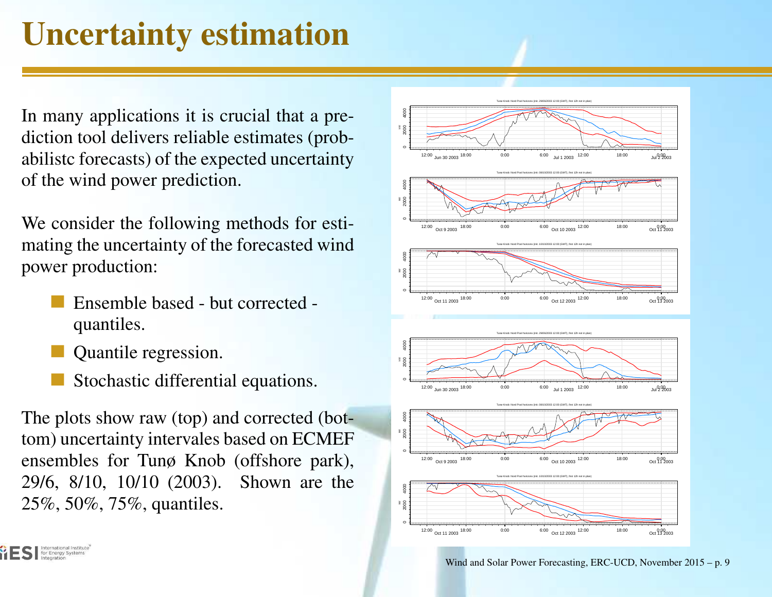# Uncertainty estimation

In many applications it is crucial that a prediction tool delivers reliable estimates (probabilistc forecasts) of the expected uncertainty of the wind power prediction.

We consider the following methods for estimating the uncertainty of the forecasted wind power production:

- Ensemble based - but corrected - quantiles.
- Quantile regression.
- Stochastic differential equations.

The plots show raw (top) and corrected (bottom) uncertainty intervales based on ECMEF ensembles for Tunø Knob (offshore park), 29/6, 8/10, 10/10 (2003). Shown are the 25%, 50%, 75%, quantiles.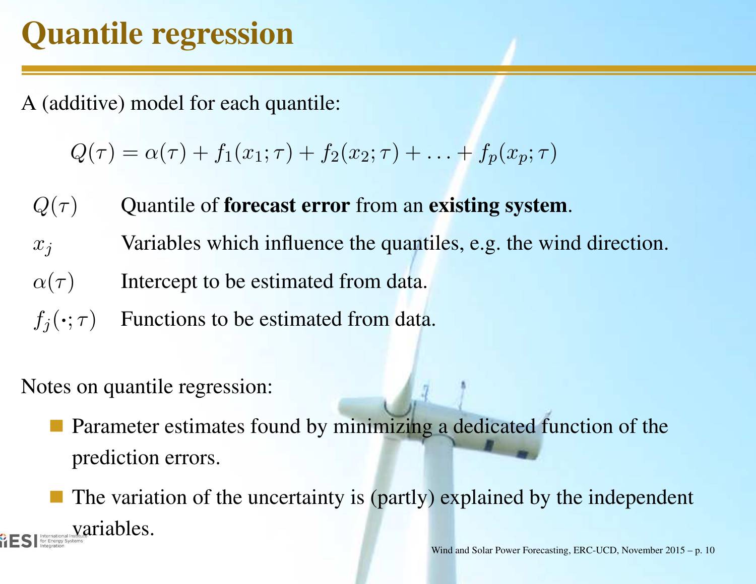# Quantile regression

A (additive) model for each quantile:

$$Q(\tau) = \alpha(\tau) + f_1(x_1; \tau) + f_2(x_2; \tau) + \ldots + f_p(x_p; \tau)$$

| | |
|---|---|
| $Q(\tau)$ | Quantile of **forecast error** from an **existing system**. |
| $x_j$ | Variables which influence the quantiles, e.g. the wind direction. |
| $\alpha(\tau)$ | Intercept to be estimated from data. |
| $f_j(\cdot; \tau)$ | Functions to be estimated from data. |

Notes on quantile regression:

- Parameter estimates found by minimizing a dedicated function of the prediction errors.
- The variation of the uncertainty is (partly) explained by the independent variables.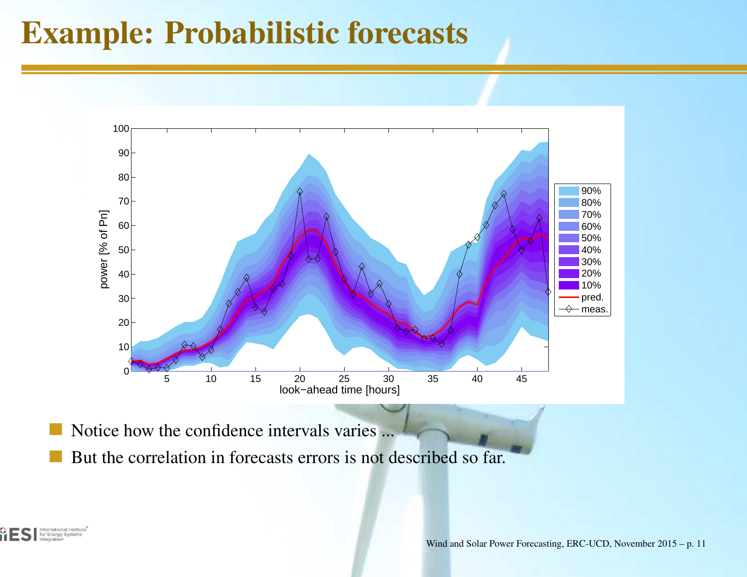# Example: Probabilistic forecasts

- Notice how the confidence intervals varies ...
- But the correlation in forecasts errors is not described so far.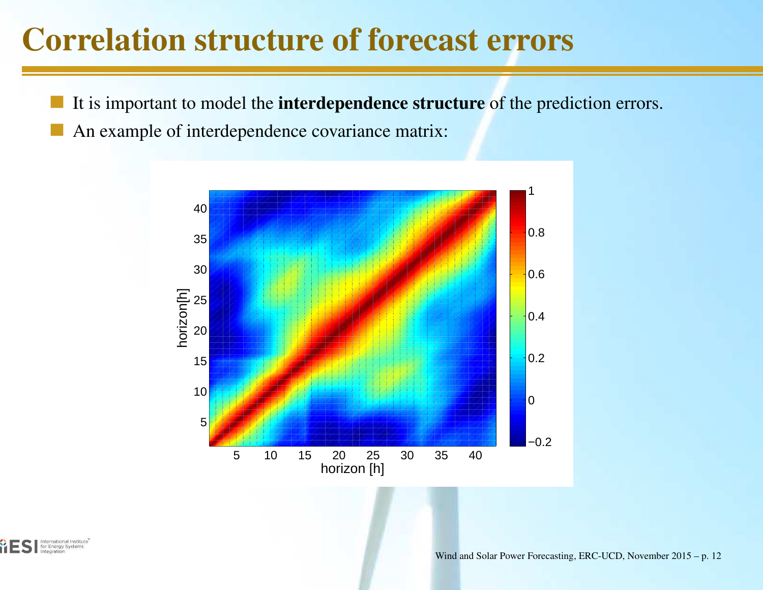# Correlation structure of forecast errors

- It is important to model the **interdependence structure** of the prediction errors.
- An example of interdependence covariance matrix: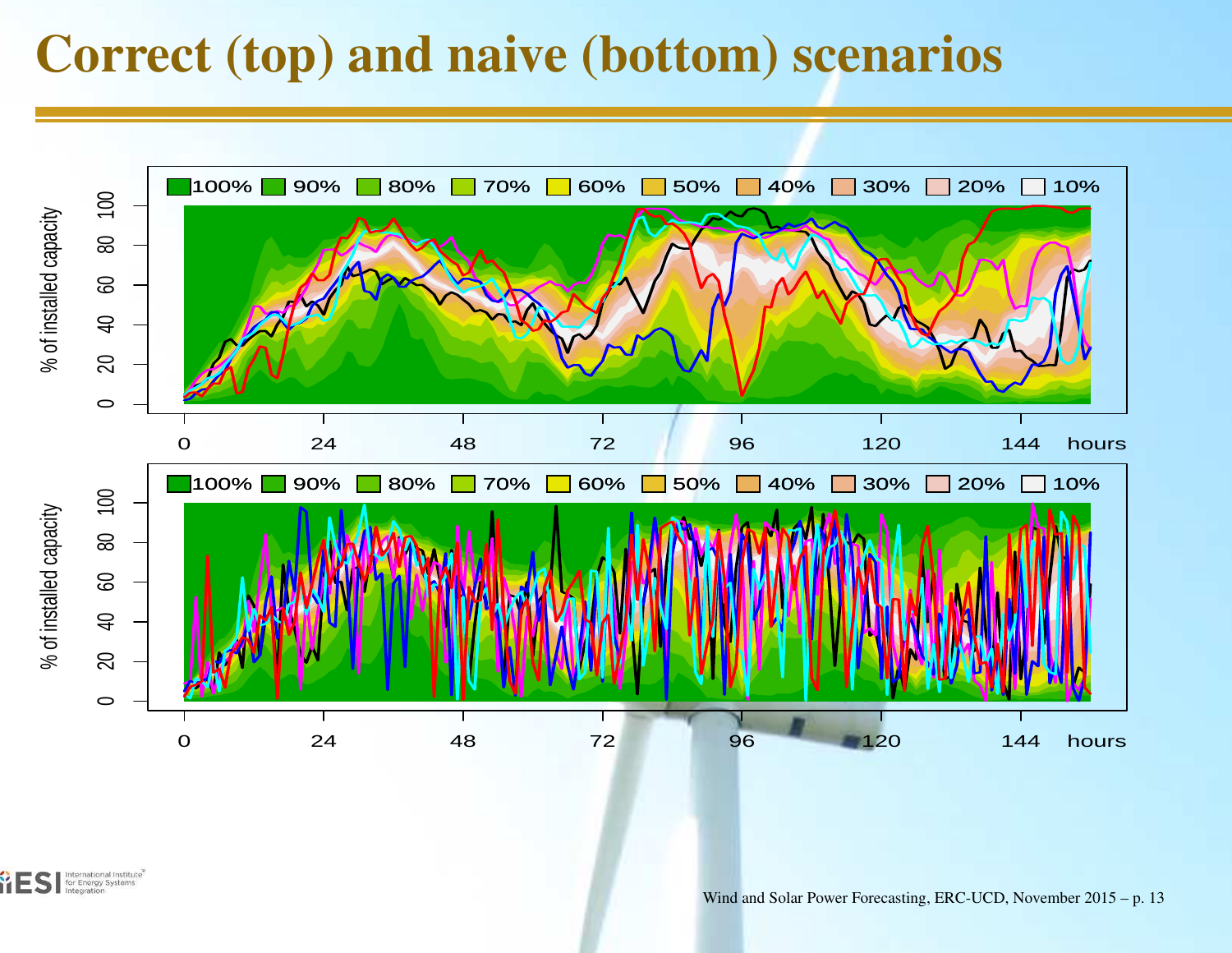# Correct (top) and naive (bottom) scenarios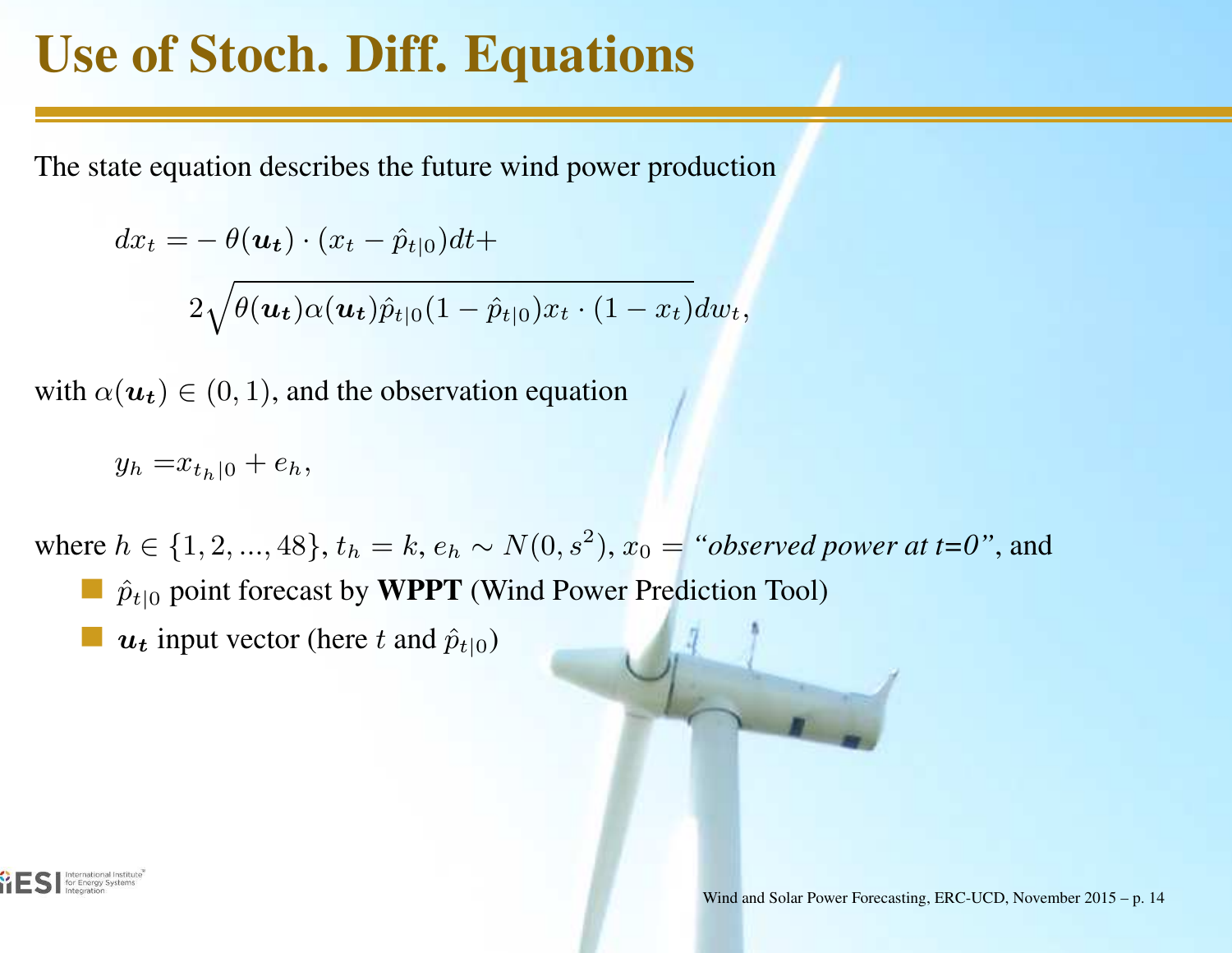# Use of Stoch. Diff. Equations

The state equation describes the future wind power production

$$
\begin{aligned}
dx_t =& -\theta(\boldsymbol{u_t}) \cdot (x_t - \hat{p}_{t|0})dt + \\
& 2\sqrt{\theta(\boldsymbol{u_t})\alpha(\boldsymbol{u_t})\hat{p}_{t|0}(1 - \hat{p}_{t|0})x_t \cdot (1 - x_t)}dw_t,
\end{aligned}
$$

with $\alpha(\boldsymbol{u_t}) \in (0, 1)$, and the observation equation

$$
y_h = x_{t_h|0} + e_h,
$$

where $h \in \{1, 2, ..., 48\}$, $t_h = k$, $e_h \sim N(0, s^2)$, $x_0 =$ *"observed power at t=0"*, and

- $\hat{p}_{t|0}$ point forecast by **WPPT** (Wind Power Prediction Tool)
- $\boldsymbol{u_t}$ input vector (here $t$ and $\hat{p}_{t|0}$)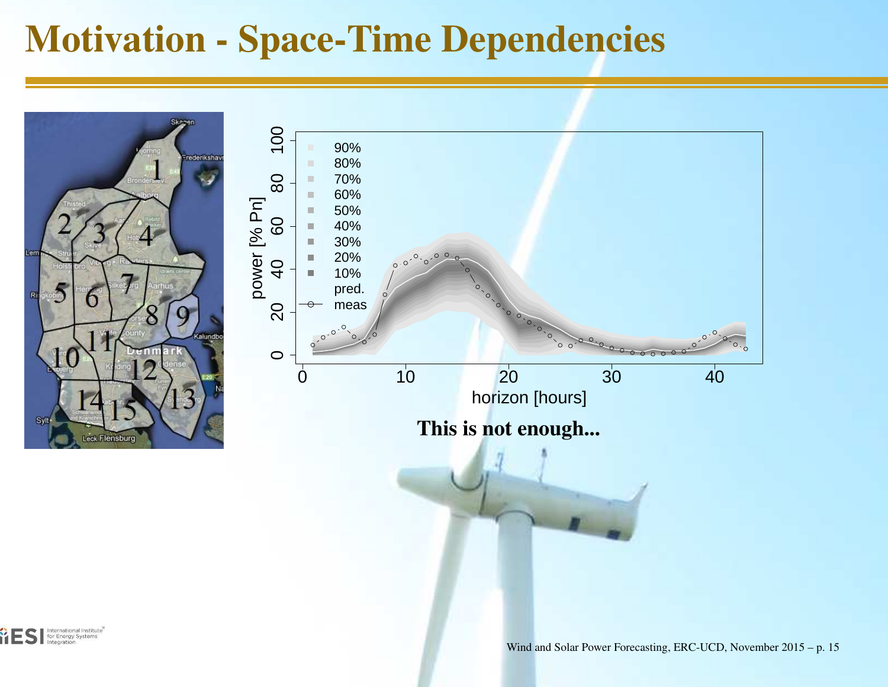# Motivation - Space-Time Dependencies

This is not enough...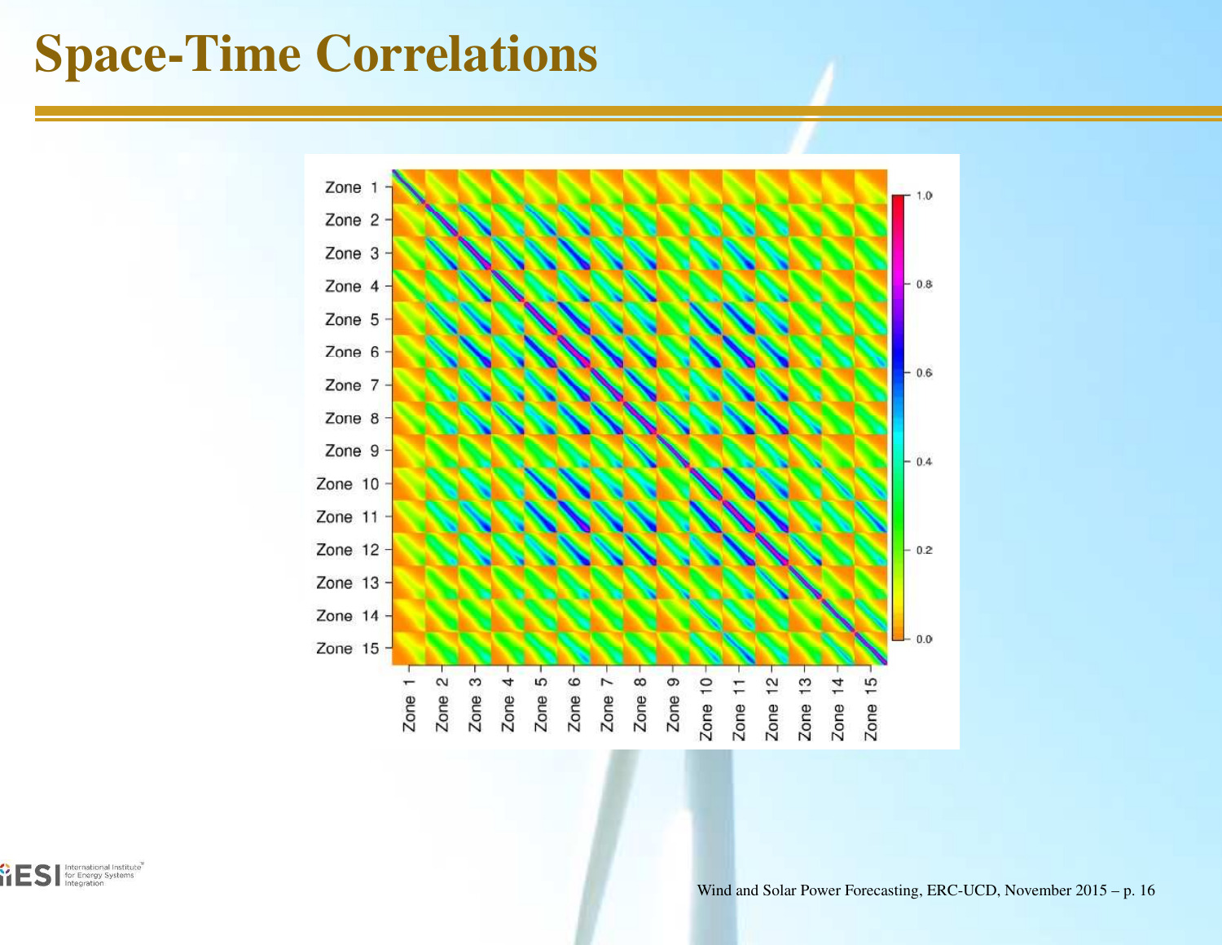# Space-Time Correlations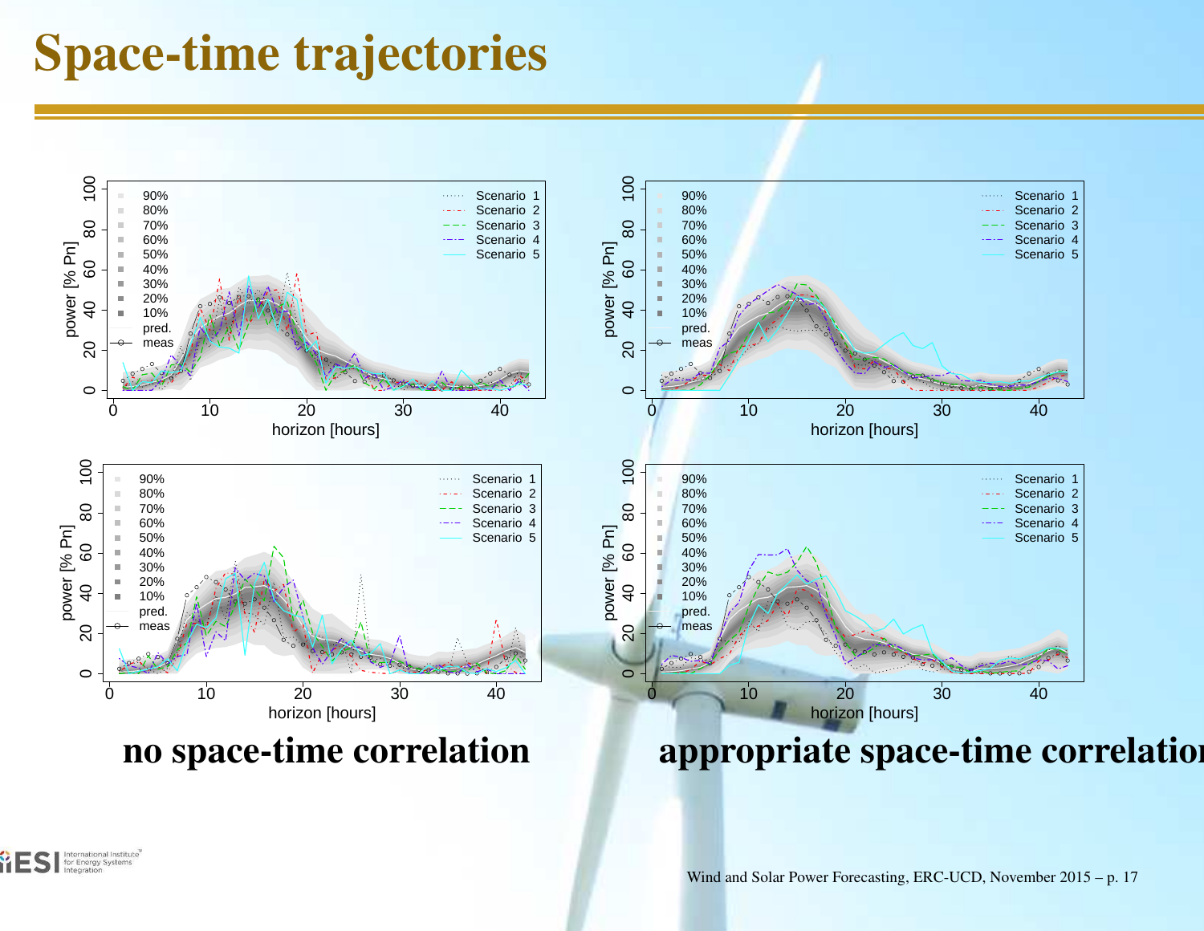# Space-time trajectories

**no space-time correlation**

**appropriate space-time correlation**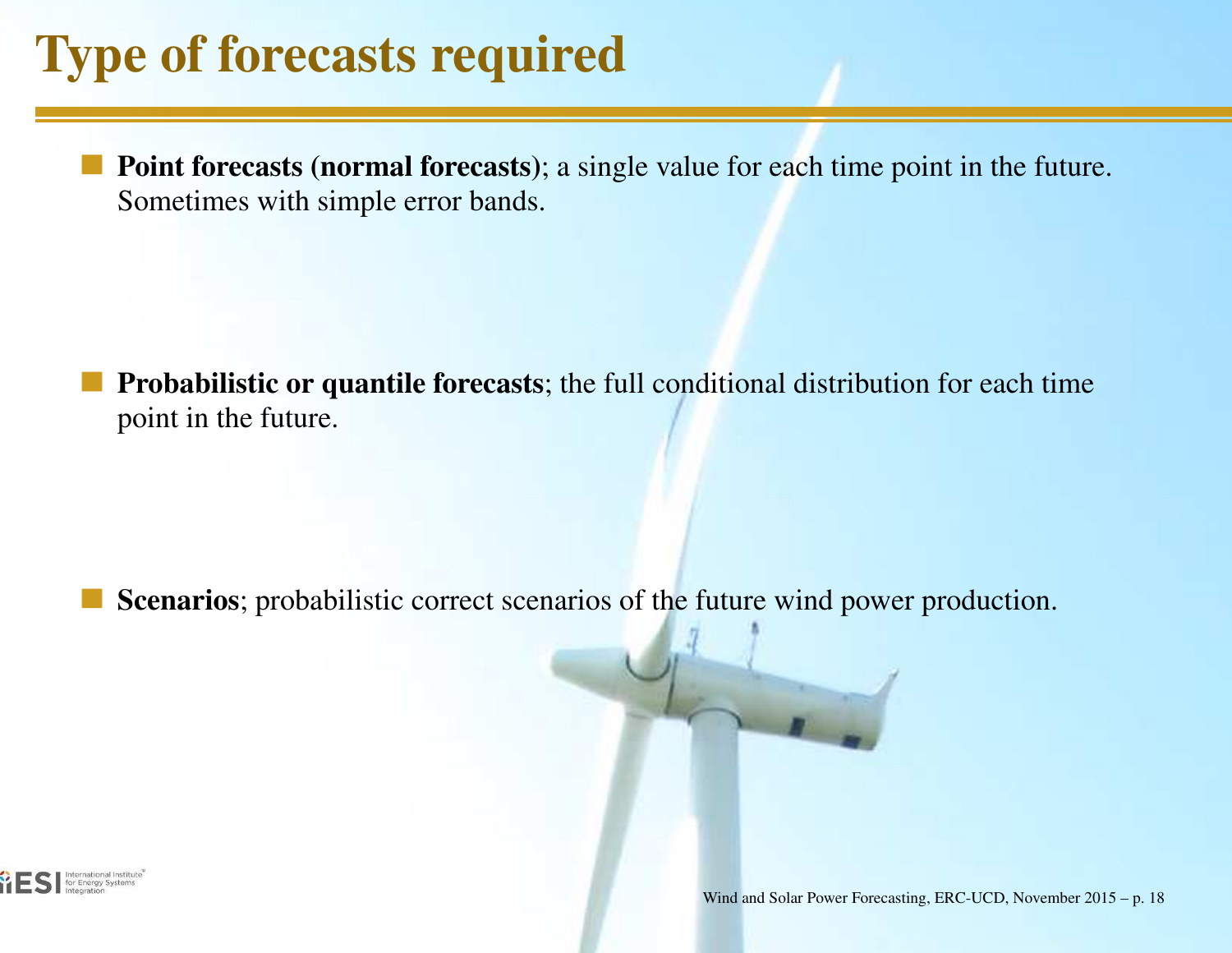# Type of forecasts required

- **Point forecasts (normal forecasts)**; a single value for each time point in the future. Sometimes with simple error bands.

- **Probabilistic or quantile forecasts**; the full conditional distribution for each time point in the future.

- **Scenarios**; probabilistic correct scenarios of the future wind power production.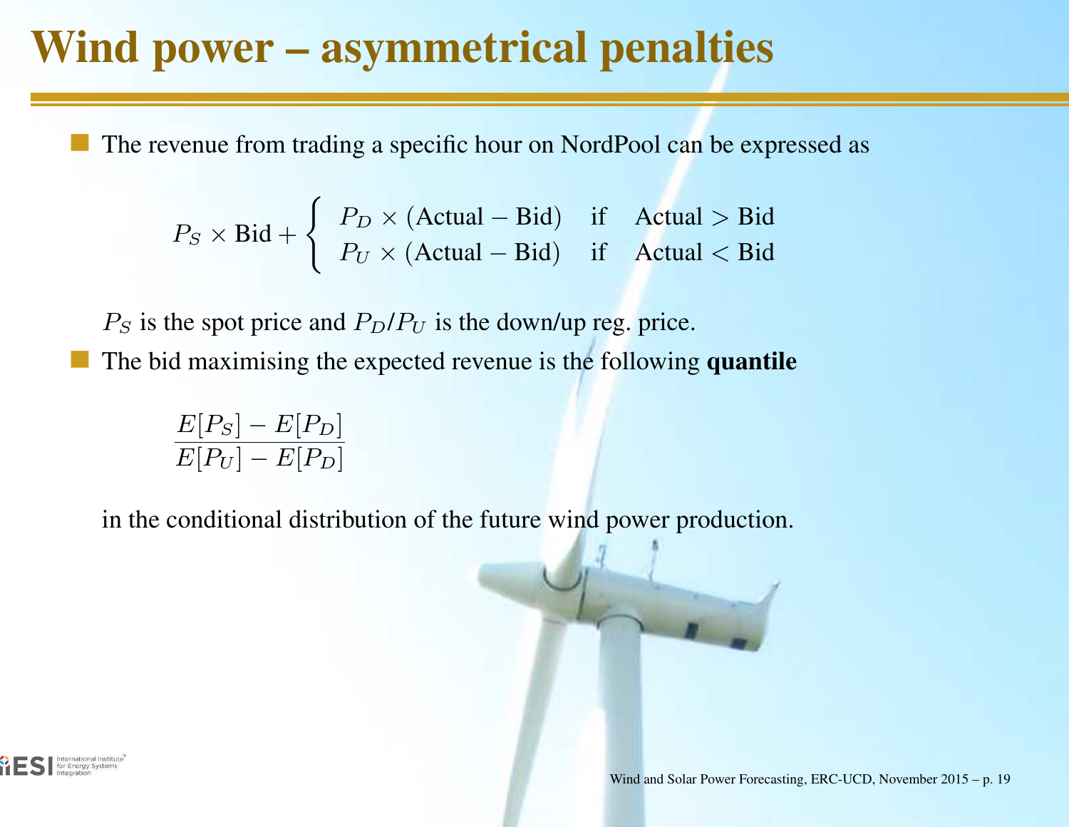# Wind power – asymmetrical penalties

- The revenue from trading a specific hour on NordPool can be expressed as

$$P_S \times \text{Bid} + \begin{cases} P_D \times (\text{Actual} - \text{Bid}) & \text{if} \quad \text{Actual} > \text{Bid} \\ P_U \times (\text{Actual} - \text{Bid}) & \text{if} \quad \text{Actual} < \text{Bid} \end{cases}$$

  $P_S$ is the spot price and $P_D/P_U$ is the down/up reg. price.

- The bid maximising the expected revenue is the following **quantile**

$$\frac{E[P_S] - E[P_D]}{E[P_U] - E[P_D]}$$

  in the conditional distribution of the future wind power production.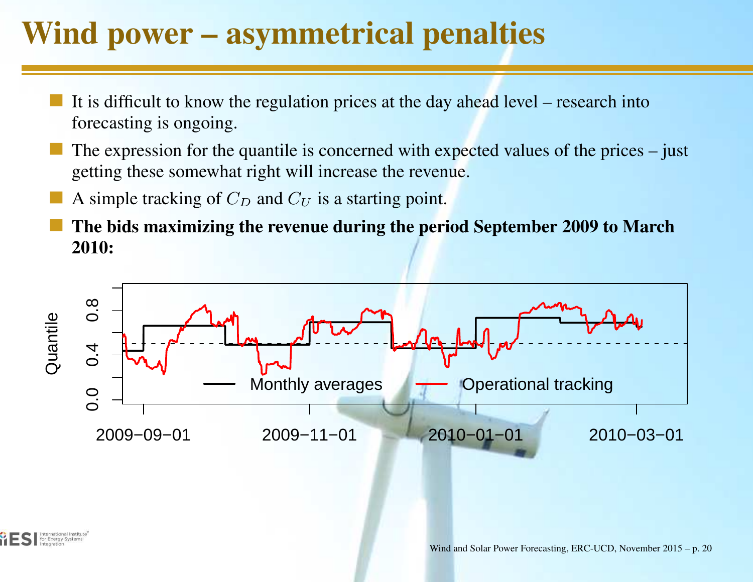# Wind power – asymmetrical penalties

- It is difficult to know the regulation prices at the day ahead level – research into forecasting is ongoing.
- The expression for the quantile is concerned with expected values of the prices – just getting these somewhat right will increase the revenue.
- A simple tracking of $C_D$ and $C_U$ is a starting point.
- **The bids maximizing the revenue during the period September 2009 to March 2010:**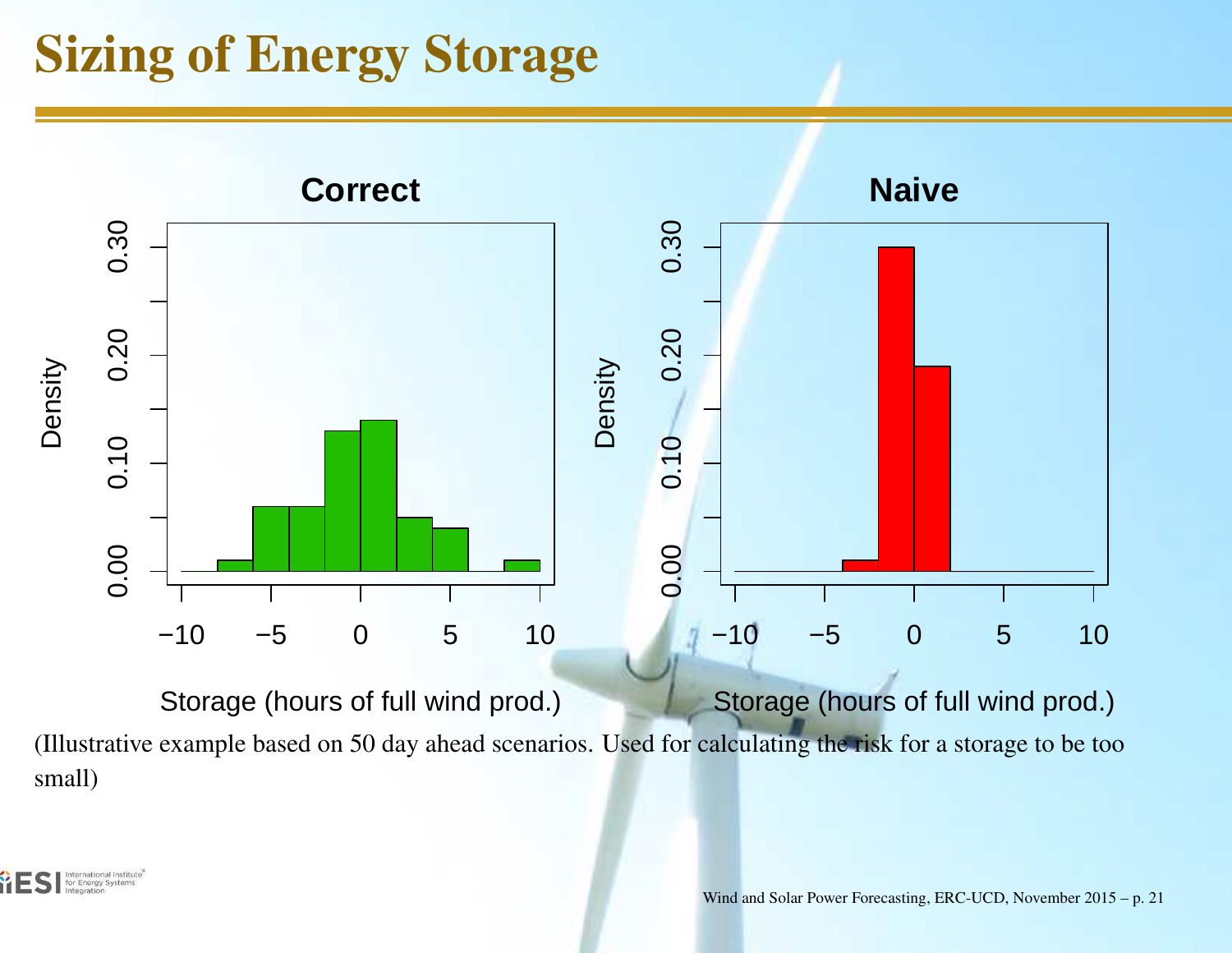# Sizing of Energy Storage

(Illustrative example based on 50 day ahead scenarios. Used for calculating the risk for a storage to be too small)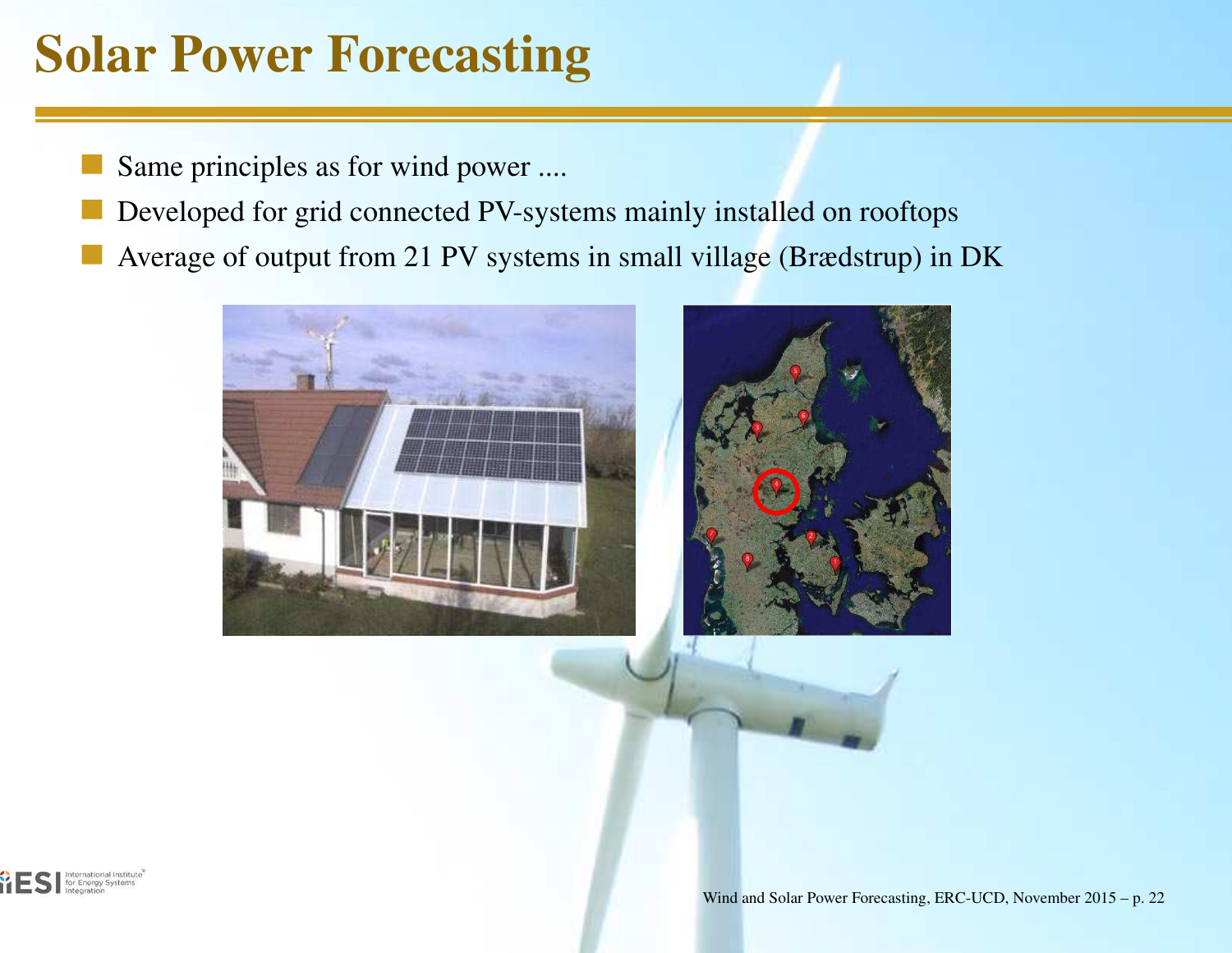# Solar Power Forecasting

- Same principles as for wind power ....
- Developed for grid connected PV-systems mainly installed on rooftops
- Average of output from 21 PV systems in small village (Brædstrup) in DK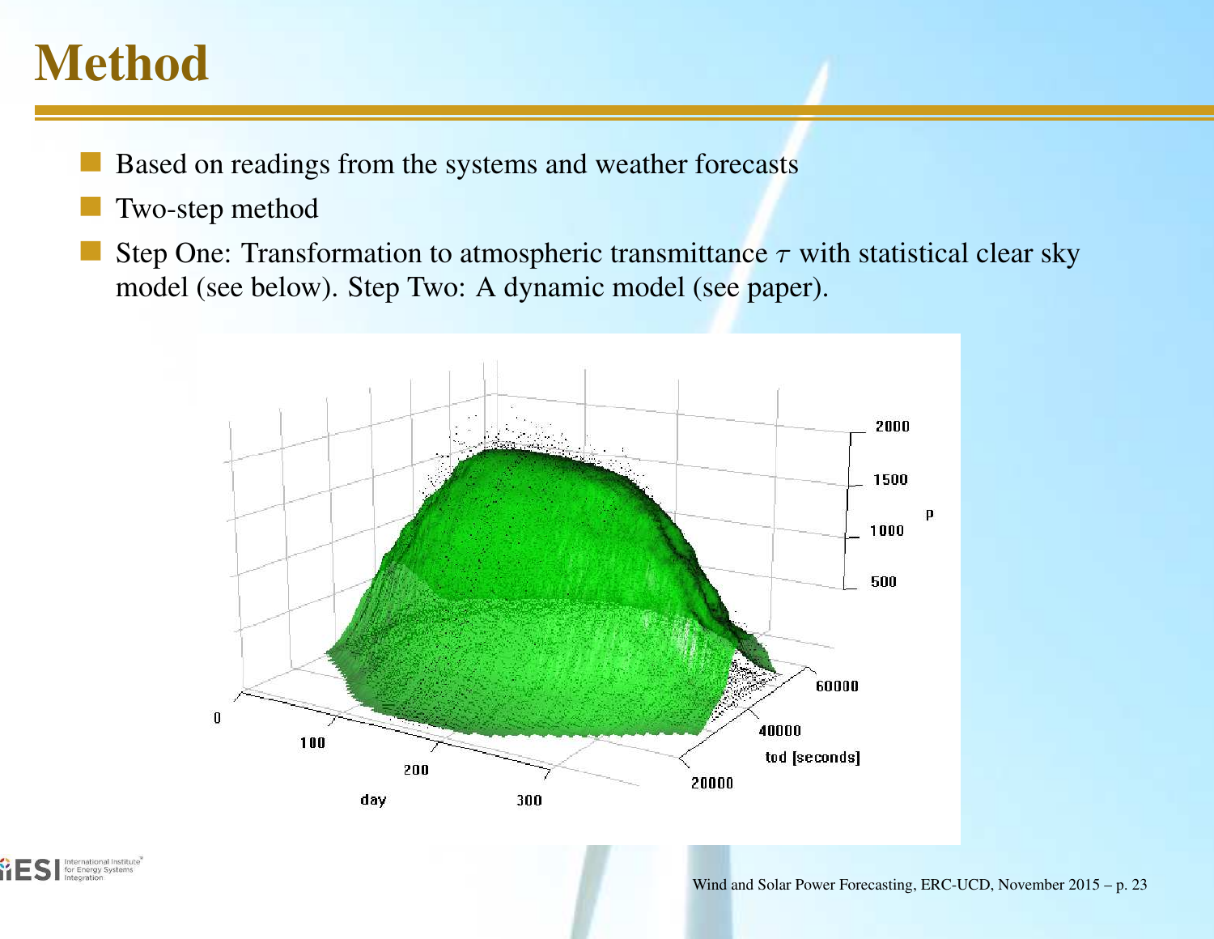# Method

- Based on readings from the systems and weather forecasts
- Two-step method
- Step One: Transformation to atmospheric transmittance $\tau$ with statistical clear sky model (see below). Step Two: A dynamic model (see paper).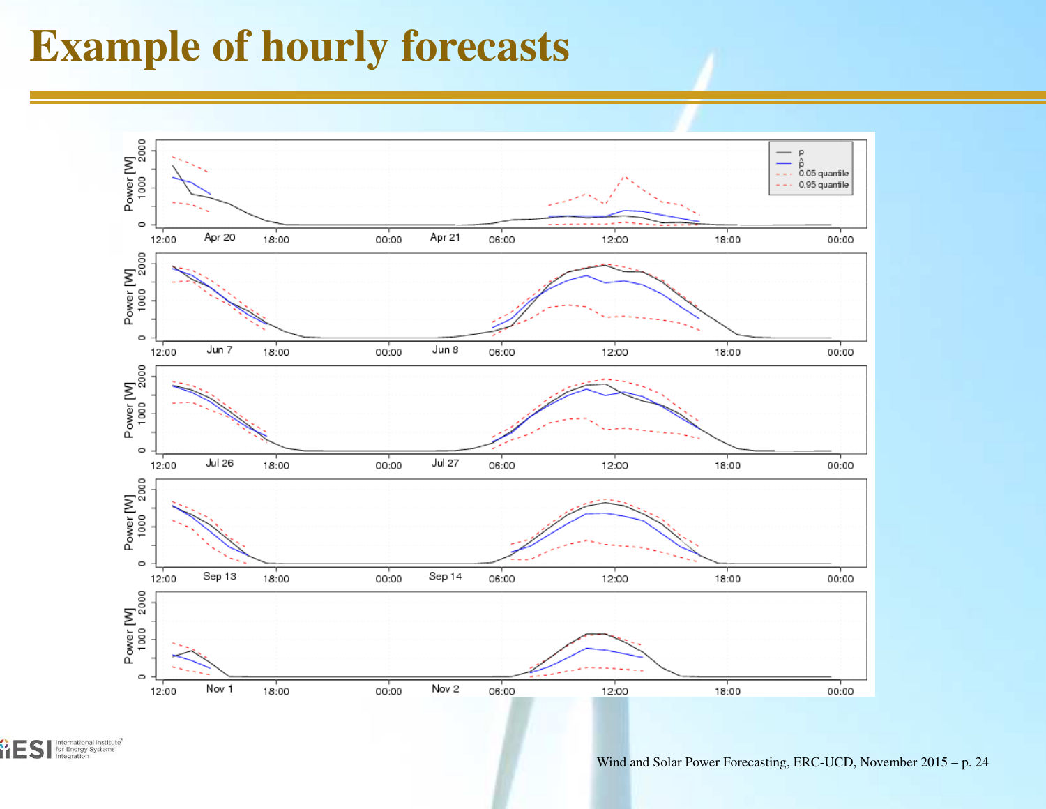# Example of hourly forecasts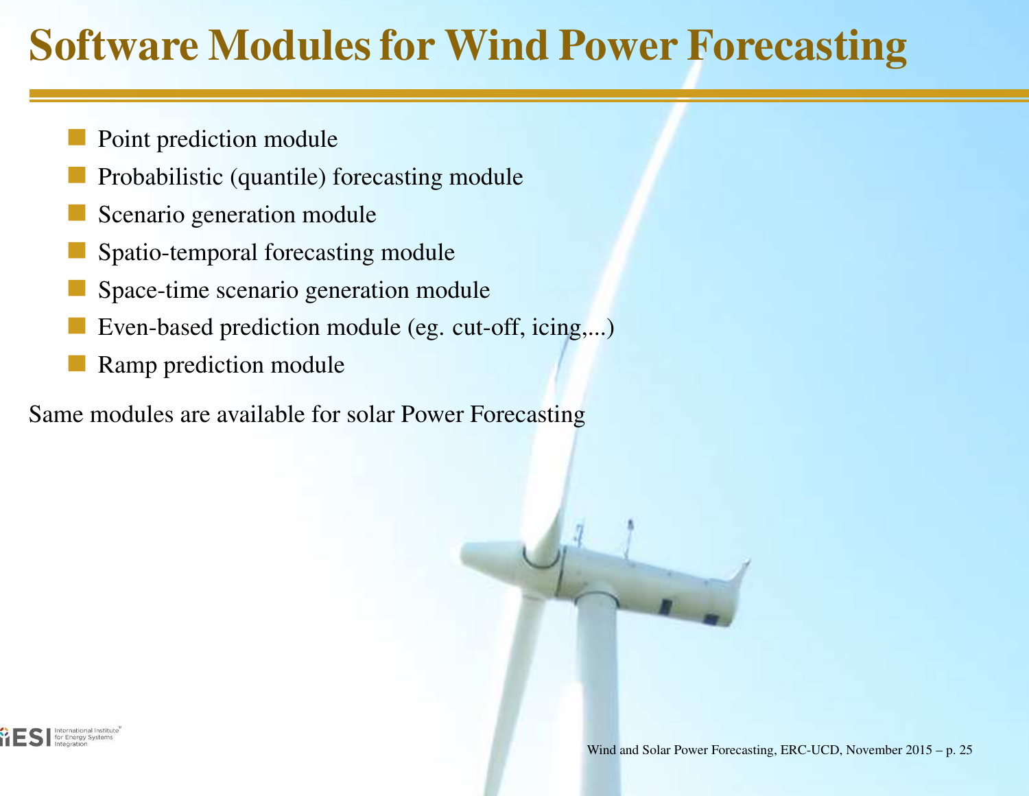# Software Modules for Wind Power Forecasting

- Point prediction module
- Probabilistic (quantile) forecasting module
- Scenario generation module
- Spatio-temporal forecasting module
- Space-time scenario generation module
- Even-based prediction module (eg. cut-off, icing,...)
- Ramp prediction module

Same modules are available for solar Power Forecasting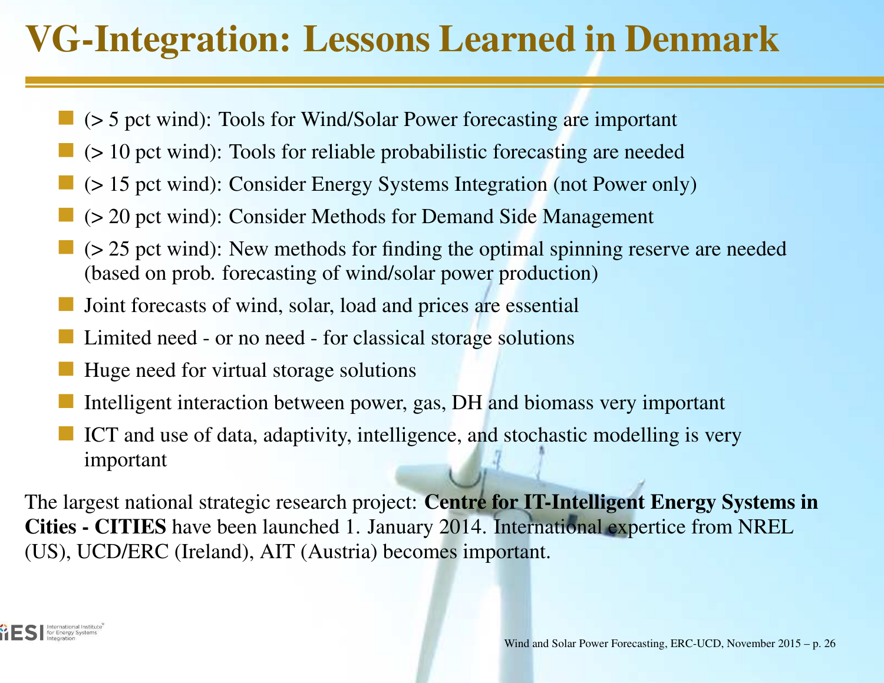# VG-Integration: Lessons Learned in Denmark

- (> 5 pct wind): Tools for Wind/Solar Power forecasting are important
- (> 10 pct wind): Tools for reliable probabilistic forecasting are needed
- (> 15 pct wind): Consider Energy Systems Integration (not Power only)
- (> 20 pct wind): Consider Methods for Demand Side Management
- (> 25 pct wind): New methods for finding the optimal spinning reserve are needed (based on prob. forecasting of wind/solar power production)
- Joint forecasts of wind, solar, load and prices are essential
- Limited need - or no need - for classical storage solutions
- Huge need for virtual storage solutions
- Intelligent interaction between power, gas, DH and biomass very important
- ICT and use of data, adaptivity, intelligence, and stochastic modelling is very important

The largest national strategic research project: **Centre for IT-Intelligent Energy Systems in Cities - CITIES** have been launched 1. January 2014. International expertice from NREL (US), UCD/ERC (Ireland), AIT (Austria) becomes important.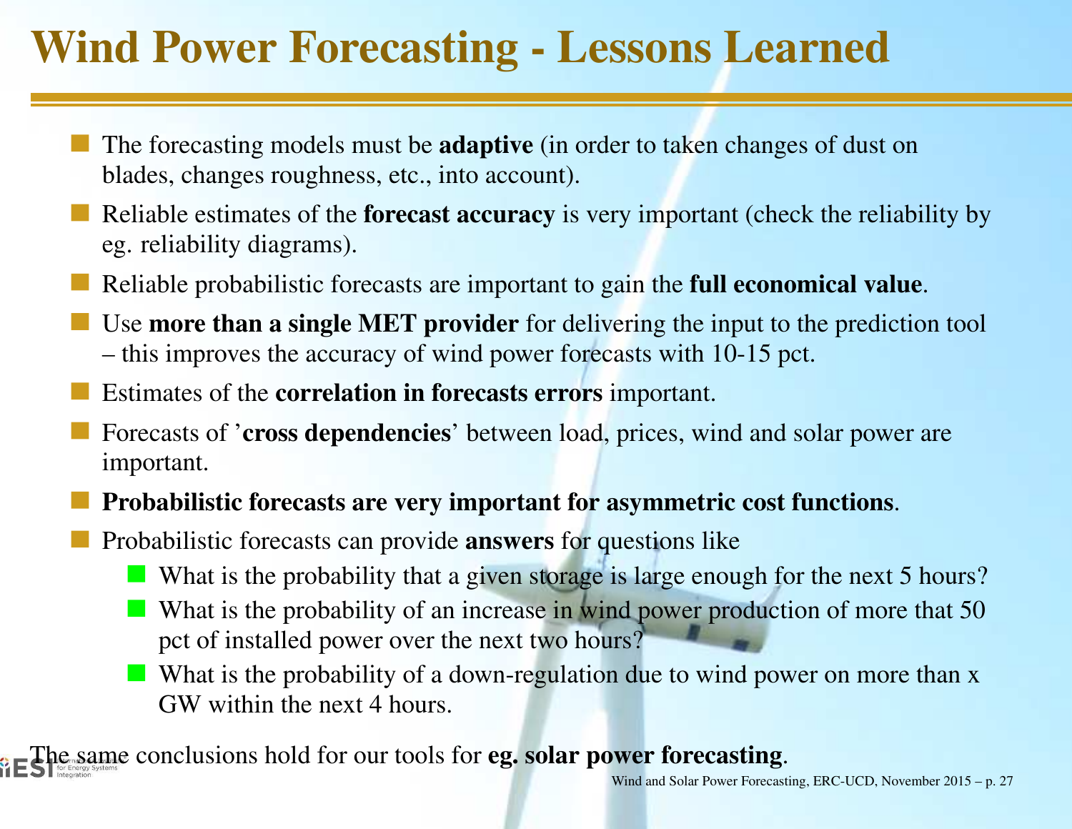# Wind Power Forecasting - Lessons Learned

- The forecasting models must be **adaptive** (in order to taken changes of dust on blades, changes roughness, etc., into account).
- Reliable estimates of the **forecast accuracy** is very important (check the reliability by eg. reliability diagrams).
- Reliable probabilistic forecasts are important to gain the **full economical value**.
- Use **more than a single MET provider** for delivering the input to the prediction tool – this improves the accuracy of wind power forecasts with 10-15 pct.
- Estimates of the **correlation in forecasts errors** important.
- Forecasts of '**cross dependencies**' between load, prices, wind and solar power are important.
- **Probabilistic forecasts are very important for asymmetric cost functions**.
- Probabilistic forecasts can provide **answers** for questions like
  - What is the probability that a given storage is large enough for the next 5 hours?
  - What is the probability of an increase in wind power production of more that 50 pct of installed power over the next two hours?
  - What is the probability of a down-regulation due to wind power on more than x GW within the next 4 hours.

The same conclusions hold for our tools for **eg. solar power forecasting**.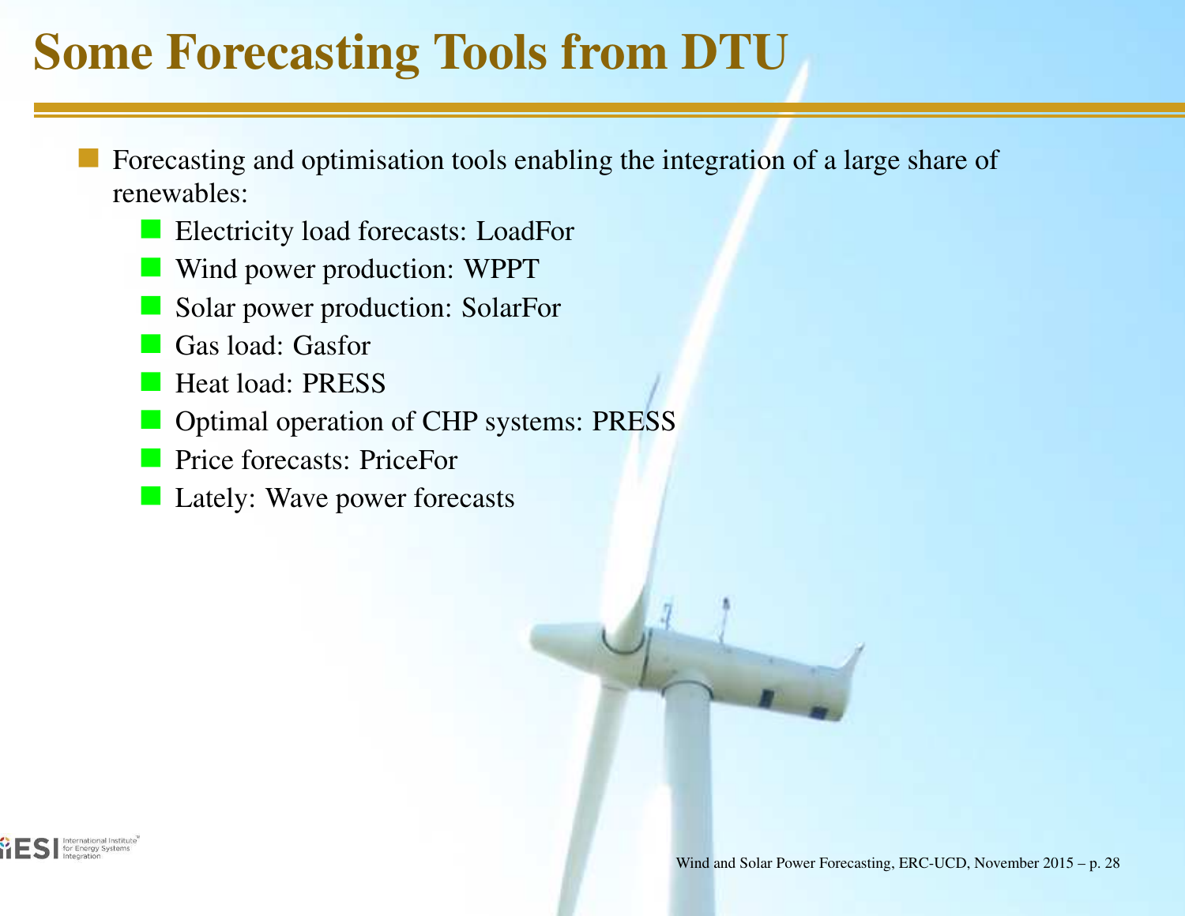# Some Forecasting Tools from DTU

- Forecasting and optimisation tools enabling the integration of a large share of renewables:
  - Electricity load forecasts: LoadFor
  - Wind power production: WPPT
  - Solar power production: SolarFor
  - Gas load: Gasfor
  - Heat load: PRESS
  - Optimal operation of CHP systems: PRESS
  - Price forecasts: PriceFor
  - Lately: Wave power forecasts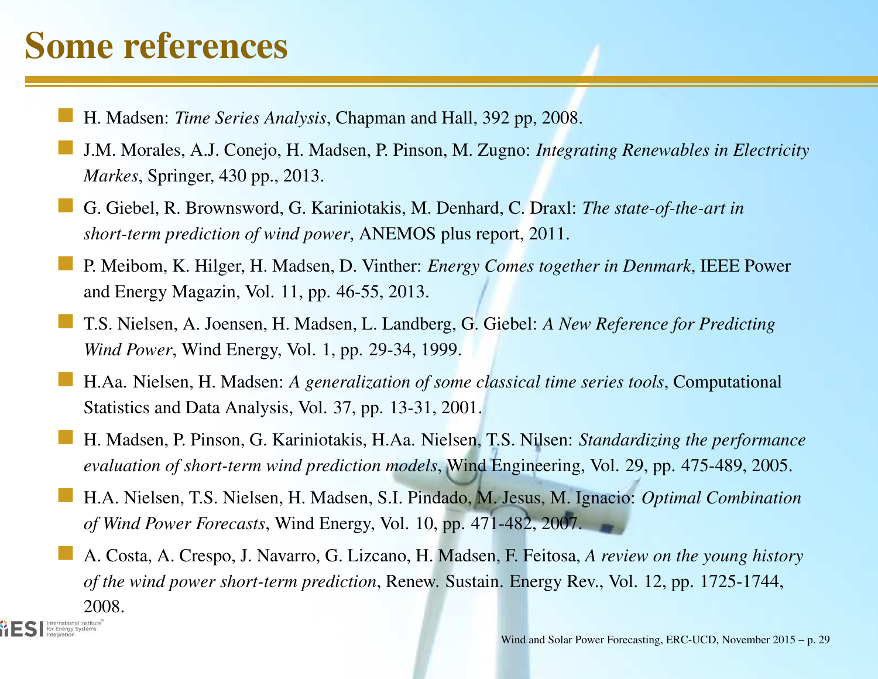# Some references

- H. Madsen: *Time Series Analysis*, Chapman and Hall, 392 pp, 2008.
- J.M. Morales, A.J. Conejo, H. Madsen, P. Pinson, M. Zugno: *Integrating Renewables in Electricity Markes*, Springer, 430 pp., 2013.
- G. Giebel, R. Brownsword, G. Kariniotakis, M. Denhard, C. Draxl: *The state-of-the-art in short-term prediction of wind power*, ANEMOS plus report, 2011.
- P. Meibom, K. Hilger, H. Madsen, D. Vinther: *Energy Comes together in Denmark*, IEEE Power and Energy Magazin, Vol. 11, pp. 46-55, 2013.
- T.S. Nielsen, A. Joensen, H. Madsen, L. Landberg, G. Giebel: *A New Reference for Predicting Wind Power*, Wind Energy, Vol. 1, pp. 29-34, 1999.
- H.Aa. Nielsen, H. Madsen: *A generalization of some classical time series tools*, Computational Statistics and Data Analysis, Vol. 37, pp. 13-31, 2001.
- H. Madsen, P. Pinson, G. Kariniotakis, H.Aa. Nielsen, T.S. Nilsen: *Standardizing the performance evaluation of short-term wind prediction models*, Wind Engineering, Vol. 29, pp. 475-489, 2005.
- H.A. Nielsen, T.S. Nielsen, H. Madsen, S.I. Pindado, M. Jesus, M. Ignacio: *Optimal Combination of Wind Power Forecasts*, Wind Energy, Vol. 10, pp. 471-482, 2007.
- A. Costa, A. Crespo, J. Navarro, G. Lizcano, H. Madsen, F. Feitosa, *A review on the young history of the wind power short-term prediction*, Renew. Sustain. Energy Rev., Vol. 12, pp. 1725-1744, 2008.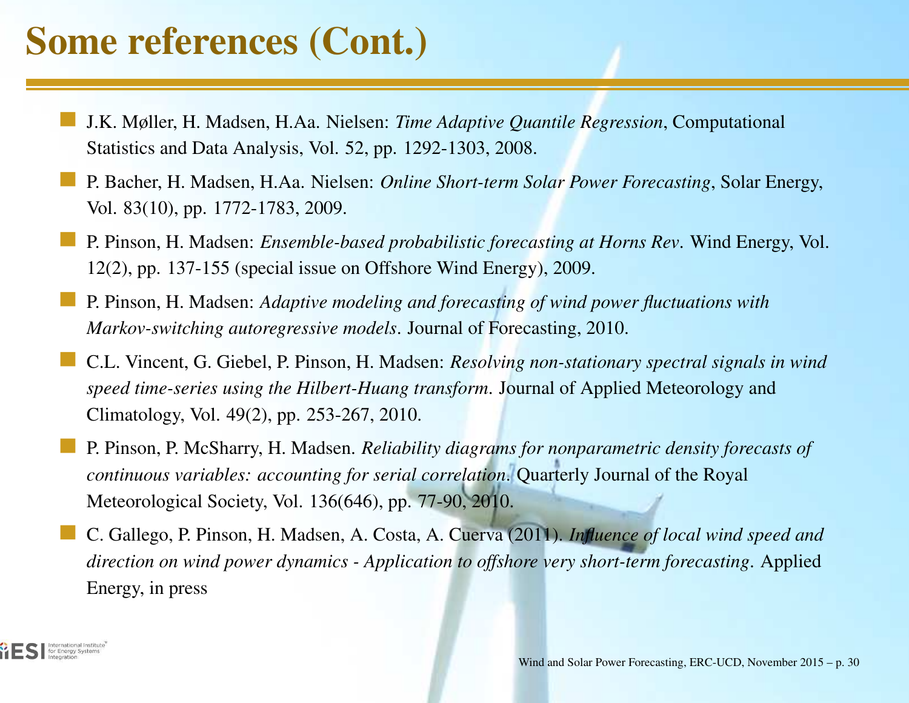# Some references (Cont.)

- J.K. Møller, H. Madsen, H.Aa. Nielsen: *Time Adaptive Quantile Regression*, Computational Statistics and Data Analysis, Vol. 52, pp. 1292-1303, 2008.
- P. Bacher, H. Madsen, H.Aa. Nielsen: *Online Short-term Solar Power Forecasting*, Solar Energy, Vol. 83(10), pp. 1772-1783, 2009.
- P. Pinson, H. Madsen: *Ensemble-based probabilistic forecasting at Horns Rev*. Wind Energy, Vol. 12(2), pp. 137-155 (special issue on Offshore Wind Energy), 2009.
- P. Pinson, H. Madsen: *Adaptive modeling and forecasting of wind power fluctuations with Markov-switching autoregressive models*. Journal of Forecasting, 2010.
- C.L. Vincent, G. Giebel, P. Pinson, H. Madsen: *Resolving non-stationary spectral signals in wind speed time-series using the Hilbert-Huang transform*. Journal of Applied Meteorology and Climatology, Vol. 49(2), pp. 253-267, 2010.
- P. Pinson, P. McSharry, H. Madsen. *Reliability diagrams for nonparametric density forecasts of continuous variables: accounting for serial correlation*. Quarterly Journal of the Royal Meteorological Society, Vol. 136(646), pp. 77-90, 2010.
- C. Gallego, P. Pinson, H. Madsen, A. Costa, A. Cuerva (2011). *Influence of local wind speed and direction on wind power dynamics - Application to offshore very short-term forecasting*. Applied Energy, in press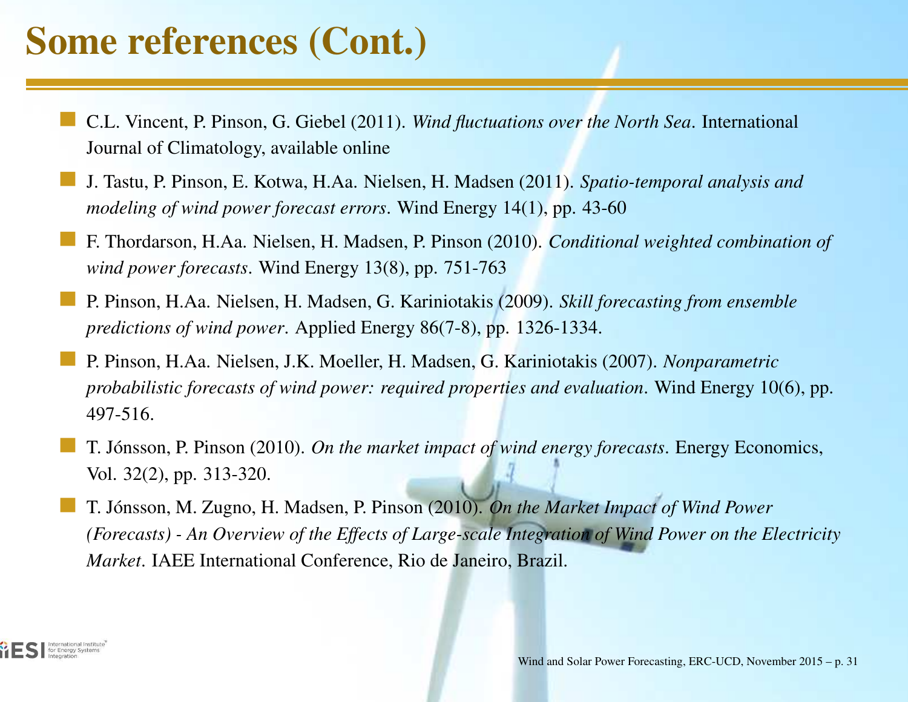# Some references (Cont.)

- C.L. Vincent, P. Pinson, G. Giebel (2011). *Wind fluctuations over the North Sea*. International Journal of Climatology, available online
- J. Tastu, P. Pinson, E. Kotwa, H.Aa. Nielsen, H. Madsen (2011). *Spatio-temporal analysis and modeling of wind power forecast errors*. Wind Energy 14(1), pp. 43-60
- F. Thordarson, H.Aa. Nielsen, H. Madsen, P. Pinson (2010). *Conditional weighted combination of wind power forecasts*. Wind Energy 13(8), pp. 751-763
- P. Pinson, H.Aa. Nielsen, H. Madsen, G. Kariniotakis (2009). *Skill forecasting from ensemble predictions of wind power*. Applied Energy 86(7-8), pp. 1326-1334.
- P. Pinson, H.Aa. Nielsen, J.K. Moeller, H. Madsen, G. Kariniotakis (2007). *Nonparametric probabilistic forecasts of wind power: required properties and evaluation*. Wind Energy 10(6), pp. 497-516.
- T. Jónsson, P. Pinson (2010). *On the market impact of wind energy forecasts*. Energy Economics, Vol. 32(2), pp. 313-320.
- T. Jónsson, M. Zugno, H. Madsen, P. Pinson (2010). *On the Market Impact of Wind Power (Forecasts) - An Overview of the Effects of Large-scale Integration of Wind Power on the Electricity Market*. IAEE International Conference, Rio de Janeiro, Brazil.